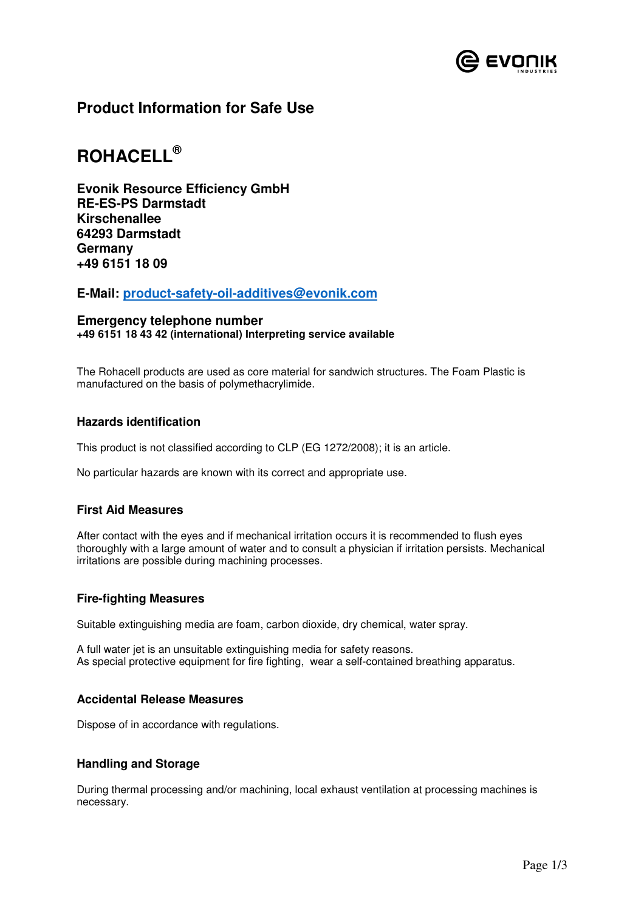# Product Information for Safe Use

# ROHACELL®

**Evonik Resource Efficiency GmbH**
**RE-ES-PS Darmstadt**
**Kirschenallee**
**64293 Darmstadt**
**Germany**
**+49 6151 18 09**

**E-Mail: product-safety-oil-additives@evonik.com**

**Emergency telephone number**
**+49 6151 18 43 42 (international) Interpreting service available**

The Rohacell products are used as core material for sandwich structures. The Foam Plastic is manufactured on the basis of polymethacrylimide.

### Hazards identification

This product is not classified according to CLP (EG 1272/2008); it is an article.

No particular hazards are known with its correct and appropriate use.

### First Aid Measures

After contact with the eyes and if mechanical irritation occurs it is recommended to flush eyes thoroughly with a large amount of water and to consult a physician if irritation persists. Mechanical irritations are possible during machining processes.

### Fire-fighting Measures

Suitable extinguishing media are foam, carbon dioxide, dry chemical, water spray.

A full water jet is an unsuitable extinguishing media for safety reasons.
As special protective equipment for fire fighting, wear a self-contained breathing apparatus.

### Accidental Release Measures

Dispose of in accordance with regulations.

### Handling and Storage

During thermal processing and/or machining, local exhaust ventilation at processing machines is necessary.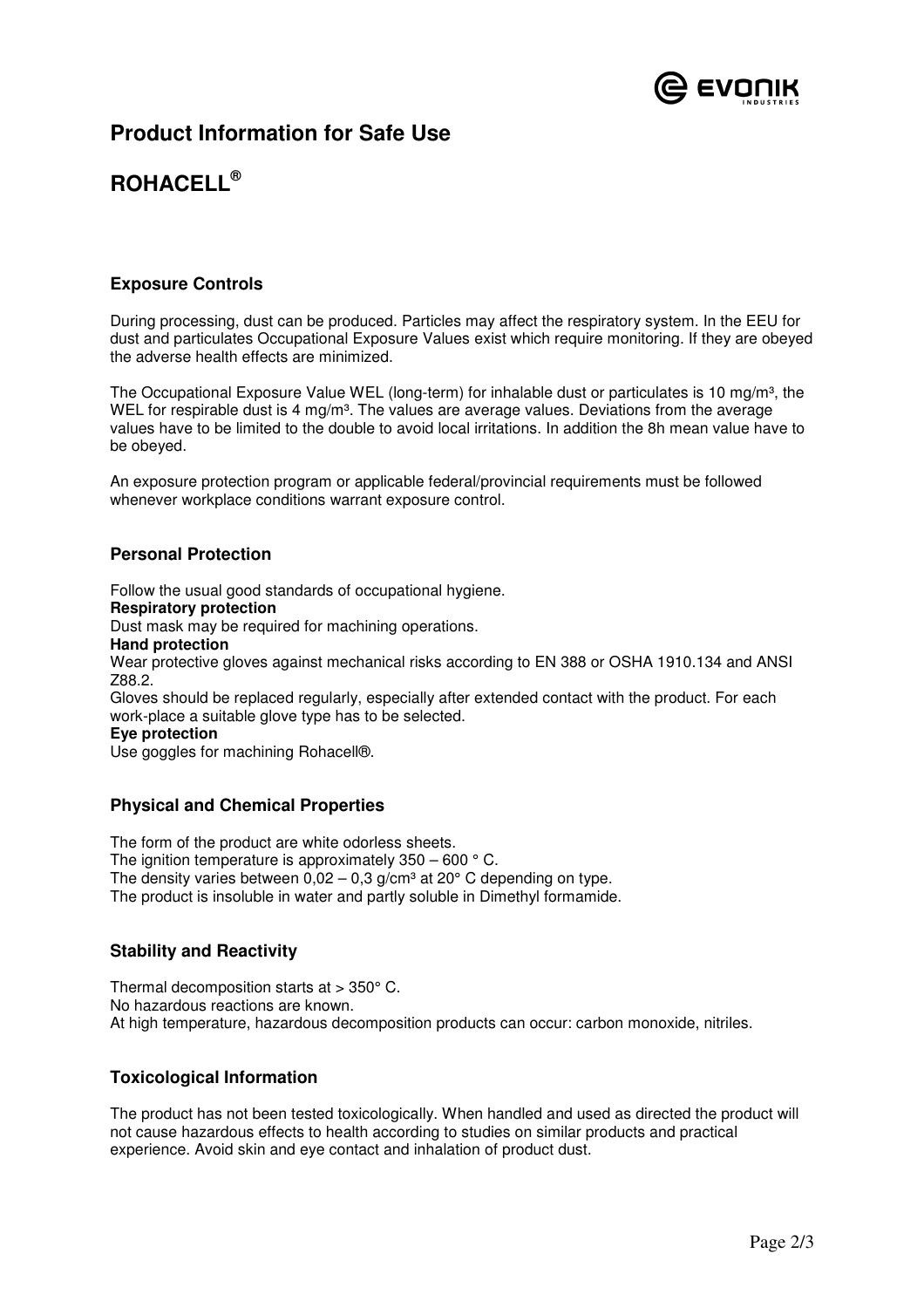# Product Information for Safe Use

# ROHACELL®

## Exposure Controls

During processing, dust can be produced. Particles may affect the respiratory system. In the EEU for dust and particulates Occupational Exposure Values exist which require monitoring. If they are obeyed the adverse health effects are minimized.

The Occupational Exposure Value WEL (long-term) for inhalable dust or particulates is 10 mg/m³, the WEL for respirable dust is 4 mg/m³. The values are average values. Deviations from the average values have to be limited to the double to avoid local irritations. In addition the 8h mean value have to be obeyed.

An exposure protection program or applicable federal/provincial requirements must be followed whenever workplace conditions warrant exposure control.

## Personal Protection

Follow the usual good standards of occupational hygiene.

**Respiratory protection**

Dust mask may be required for machining operations.

**Hand protection**

Wear protective gloves against mechanical risks according to EN 388 or OSHA 1910.134 and ANSI Z88.2.

Gloves should be replaced regularly, especially after extended contact with the product. For each work-place a suitable glove type has to be selected.

**Eye protection**

Use goggles for machining Rohacell®.

## Physical and Chemical Properties

The form of the product are white odorless sheets.
The ignition temperature is approximately 350 – 600 ° C.
The density varies between 0,02 – 0,3 g/cm³ at 20° C depending on type.
The product is insoluble in water and partly soluble in Dimethyl formamide.

## Stability and Reactivity

Thermal decomposition starts at > 350° C.
No hazardous reactions are known.
At high temperature, hazardous decomposition products can occur: carbon monoxide, nitriles.

## Toxicological Information

The product has not been tested toxicologically. When handled and used as directed the product will not cause hazardous effects to health according to studies on similar products and practical experience. Avoid skin and eye contact and inhalation of product dust.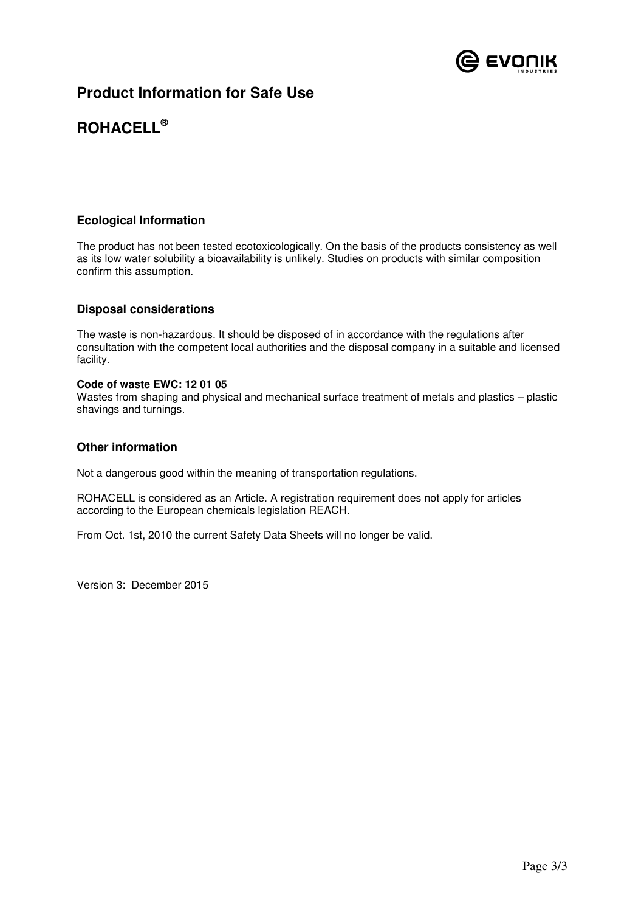# Product Information for Safe Use

# ROHACELL®

## Ecological Information

The product has not been tested ecotoxicologically. On the basis of the products consistency as well as its low water solubility a bioavailability is unlikely. Studies on products with similar composition confirm this assumption.

## Disposal considerations

The waste is non-hazardous. It should be disposed of in accordance with the regulations after consultation with the competent local authorities and the disposal company in a suitable and licensed facility.

**Code of waste EWC: 12 01 05**
Wastes from shaping and physical and mechanical surface treatment of metals and plastics – plastic shavings and turnings.

## Other information

Not a dangerous good within the meaning of transportation regulations.

ROHACELL is considered as an Article. A registration requirement does not apply for articles according to the European chemicals legislation REACH.

From Oct. 1st, 2010 the current Safety Data Sheets will no longer be valid.

Version 3: December 2015